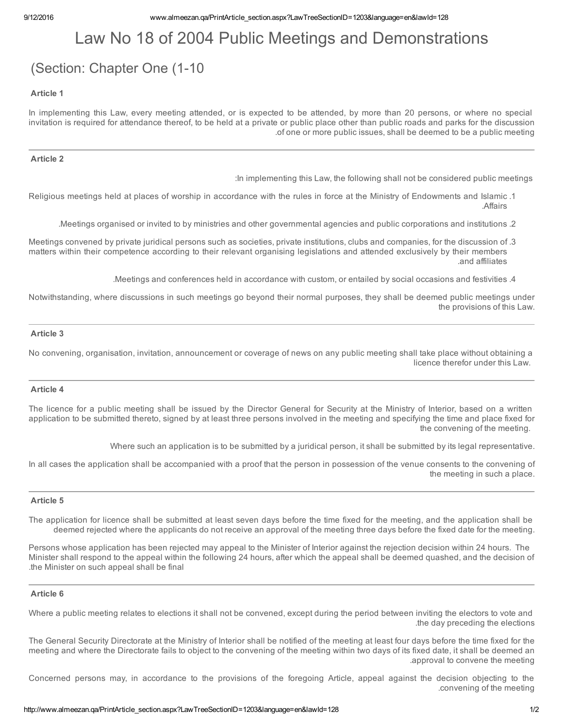# Law No 18 of 2004 Public Meetings and Demonstrations

## (Section: Chapter One (1-10

### Article 1

In implementing this Law, every meeting attended, or is expected to be attended, by more than 20 persons, or where no special invitation is required for attendance thereof, to be held at a private or public place other than public roads and parks for the discussion of one or more public issues, shall be deemed to be a public meeting.

### Article 2

In implementing this Law, the following shall not be considered public meetings:

1. Religious meetings held at places of worship in accordance with the rules in force at the Ministry of Endowments and Islamic Affairs.
2. Meetings organised or invited to by ministries and other governmental agencies and public corporations and institutions.
3. Meetings convened by private juridical persons such as societies, private institutions, clubs and companies, for the discussion of matters within their competence according to their relevant organising legislations and attended exclusively by their members and affiliates.
4. Meetings and conferences held in accordance with custom, or entailed by social occasions and festivities.

Notwithstanding, where discussions in such meetings go beyond their normal purposes, they shall be deemed public meetings under the provisions of this Law.

### Article 3

No convening, organisation, invitation, announcement or coverage of news on any public meeting shall take place without obtaining a licence therefor under this Law.

### Article 4

The licence for a public meeting shall be issued by the Director General for Security at the Ministry of Interior, based on a written application to be submitted thereto, signed by at least three persons involved in the meeting and specifying the time and place fixed for the convening of the meeting.

Where such an application is to be submitted by a juridical person, it shall be submitted by its legal representative.

In all cases the application shall be accompanied with a proof that the person in possession of the venue consents to the convening of the meeting in such a place.

### Article 5

The application for licence shall be submitted at least seven days before the time fixed for the meeting, and the application shall be deemed rejected where the applicants do not receive an approval of the meeting three days before the fixed date for the meeting.

Persons whose application has been rejected may appeal to the Minister of Interior against the rejection decision within 24 hours. The Minister shall respond to the appeal within the following 24 hours, after which the appeal shall be deemed quashed, and the decision of the Minister on such appeal shall be final.

### Article 6

Where a public meeting relates to elections it shall not be convened, except during the period between inviting the electors to vote and the day preceding the elections.

The General Security Directorate at the Ministry of Interior shall be notified of the meeting at least four days before the time fixed for the meeting and where the Directorate fails to object to the convening of the meeting within two days of its fixed date, it shall be deemed an approval to convene the meeting.

Concerned persons may, in accordance to the provisions of the foregoing Article, appeal against the decision objecting to the convening of the meeting.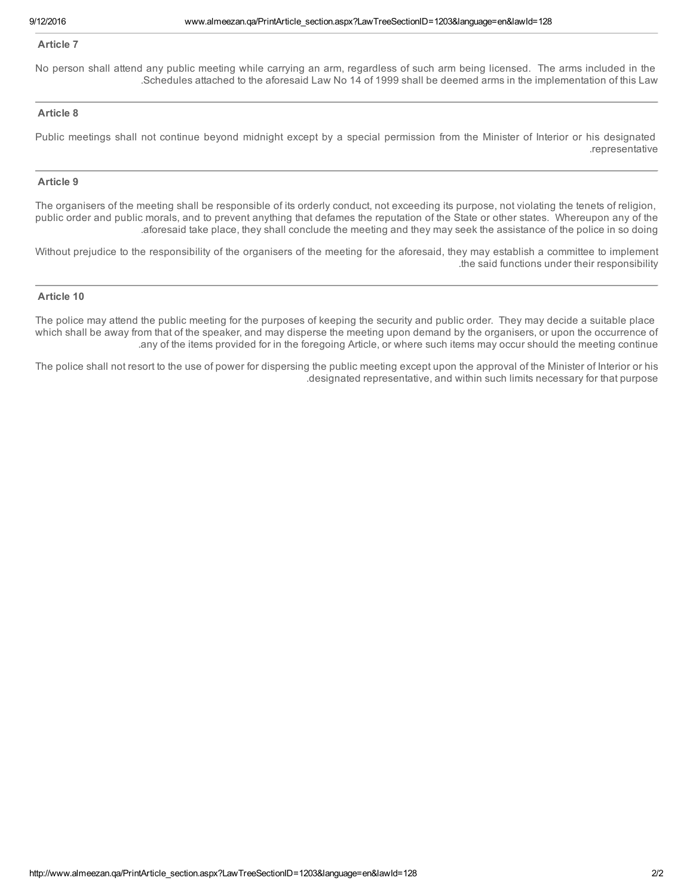### Article 7

No person shall attend any public meeting while carrying an arm, regardless of such arm being licensed. The arms included in the Schedules attached to the aforesaid Law No 14 of 1999 shall be deemed arms in the implementation of this Law.

### Article 8

Public meetings shall not continue beyond midnight except by a special permission from the Minister of Interior or his designated representative.

### Article 9

The organisers of the meeting shall be responsible of its orderly conduct, not exceeding its purpose, not violating the tenets of religion, public order and public morals, and to prevent anything that defames the reputation of the State or other states. Whereupon any of the aforesaid take place, they shall conclude the meeting and they may seek the assistance of the police in so doing.

Without prejudice to the responsibility of the organisers of the meeting for the aforesaid, they may establish a committee to implement the said functions under their responsibility.

### Article 10

The police may attend the public meeting for the purposes of keeping the security and public order. They may decide a suitable place which shall be away from that of the speaker, and may disperse the meeting upon demand by the organisers, or upon the occurrence of any of the items provided for in the foregoing Article, or where such items may occur should the meeting continue.

The police shall not resort to the use of power for dispersing the public meeting except upon the approval of the Minister of Interior or his designated representative, and within such limits necessary for that purpose.